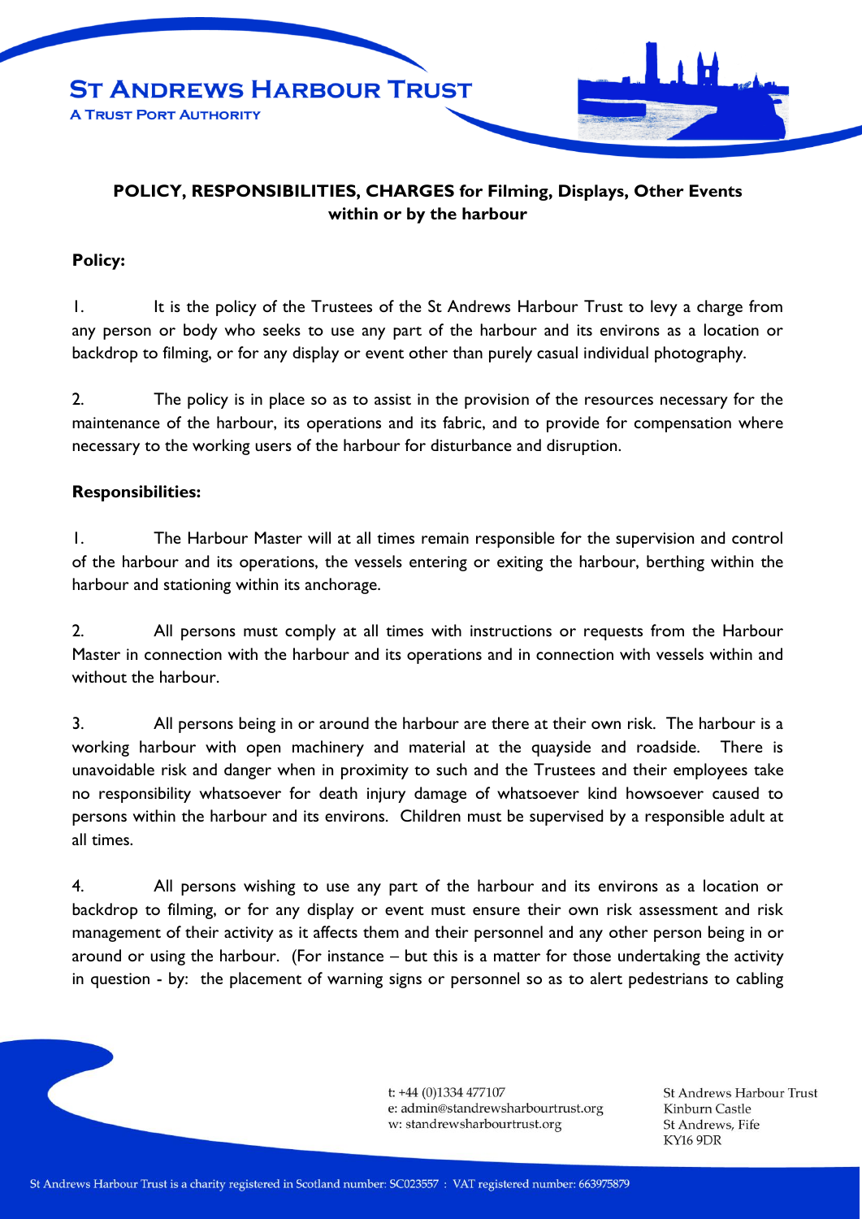# POLICY, RESPONSIBILITIES, CHARGES for Filming, Displays, Other Events within or by the harbour

**Policy:**

1. It is the policy of the Trustees of the St Andrews Harbour Trust to levy a charge from any person or body who seeks to use any part of the harbour and its environs as a location or backdrop to filming, or for any display or event other than purely casual individual photography.

2. The policy is in place so as to assist in the provision of the resources necessary for the maintenance of the harbour, its operations and its fabric, and to provide for compensation where necessary to the working users of the harbour for disturbance and disruption.

**Responsibilities:**

1. The Harbour Master will at all times remain responsible for the supervision and control of the harbour and its operations, the vessels entering or exiting the harbour, berthing within the harbour and stationing within its anchorage.

2. All persons must comply at all times with instructions or requests from the Harbour Master in connection with the harbour and its operations and in connection with vessels within and without the harbour.

3. All persons being in or around the harbour are there at their own risk. The harbour is a working harbour with open machinery and material at the quayside and roadside. There is unavoidable risk and danger when in proximity to such and the Trustees and their employees take no responsibility whatsoever for death injury damage of whatsoever kind howsoever caused to persons within the harbour and its environs. Children must be supervised by a responsible adult at all times.

4. All persons wishing to use any part of the harbour and its environs as a location or backdrop to filming, or for any display or event must ensure their own risk assessment and risk management of their activity as it affects them and their personnel and any other person being in or around or using the harbour. (For instance – but this is a matter for those undertaking the activity in question - by: the placement of warning signs or personnel so as to alert pedestrians to cabling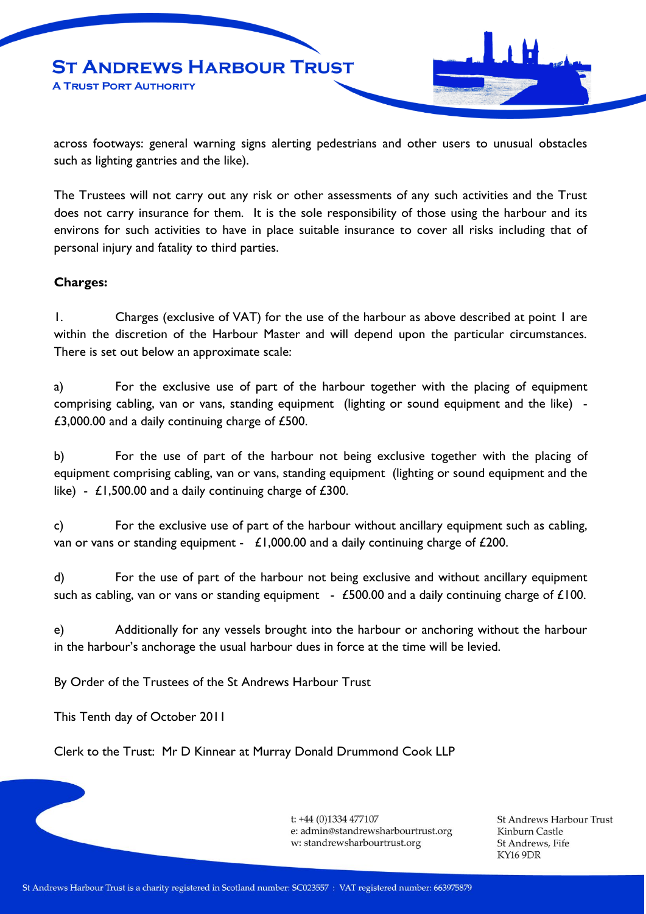across footways: general warning signs alerting pedestrians and other users to unusual obstacles such as lighting gantries and the like).

The Trustees will not carry out any risk or other assessments of any such activities and the Trust does not carry insurance for them. It is the sole responsibility of those using the harbour and its environs for such activities to have in place suitable insurance to cover all risks including that of personal injury and fatality to third parties.

**Charges:**

1. Charges (exclusive of VAT) for the use of the harbour as above described at point 1 are within the discretion of the Harbour Master and will depend upon the particular circumstances. There is set out below an approximate scale:

a) For the exclusive use of part of the harbour together with the placing of equipment comprising cabling, van or vans, standing equipment (lighting or sound equipment and the like) - £3,000.00 and a daily continuing charge of £500.

b) For the use of part of the harbour not being exclusive together with the placing of equipment comprising cabling, van or vans, standing equipment (lighting or sound equipment and the like) - £1,500.00 and a daily continuing charge of £300.

c) For the exclusive use of part of the harbour without ancillary equipment such as cabling, van or vans or standing equipment - £1,000.00 and a daily continuing charge of £200.

d) For the use of part of the harbour not being exclusive and without ancillary equipment such as cabling, van or vans or standing equipment - £500.00 and a daily continuing charge of £100.

e) Additionally for any vessels brought into the harbour or anchoring without the harbour in the harbour's anchorage the usual harbour dues in force at the time will be levied.

By Order of the Trustees of the St Andrews Harbour Trust

This Tenth day of October 2011

Clerk to the Trust: Mr D Kinnear at Murray Donald Drummond Cook LLP